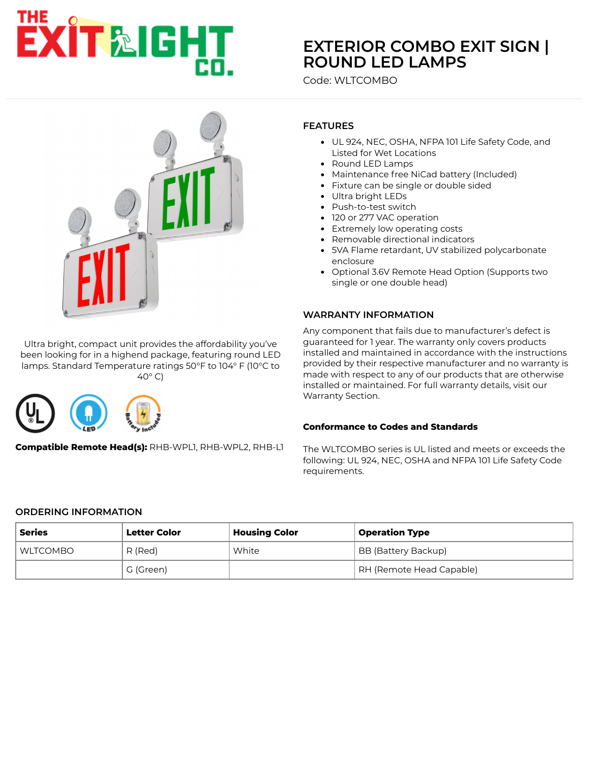# EXTERIOR COMBO EXIT SIGN | ROUND LED LAMPS

Code: WLTCOMBO

Ultra bright, compact unit provides the affordability you've been looking for in a highend package, featuring round LED lamps. Standard Temperature ratings 50°F to 104° F (10°C to 40° C)

**Compatible Remote Head(s):** RHB-WPL1, RHB-WPL2, RHB-L1

## FEATURES

- UL 924, NEC, OSHA, NFPA 101 Life Safety Code, and Listed for Wet Locations
- Round LED Lamps
- Maintenance free NiCad battery (Included)
- Fixture can be single or double sided
- Ultra bright LEDs
- Push-to-test switch
- 120 or 277 VAC operation
- Extremely low operating costs
- Removable directional indicators
- 5VA Flame retardant, UV stabilized polycarbonate enclosure
- Optional 3.6V Remote Head Option (Supports two single or one double head)

## WARRANTY INFORMATION

Any component that fails due to manufacturer's defect is guaranteed for 1 year. The warranty only covers products installed and maintained in accordance with the instructions provided by their respective manufacturer and no warranty is made with respect to any of our products that are otherwise installed or maintained. For full warranty details, visit our Warranty Section.

### Conformance to Codes and Standards

The WLTCOMBO series is UL listed and meets or exceeds the following: UL 924, NEC, OSHA and NFPA 101 Life Safety Code requirements.

## ORDERING INFORMATION

| Series | Letter Color | Housing Color | Operation Type |
|---|---|---|---|
| WLTCOMBO | R (Red) | White | BB (Battery Backup) |
| | G (Green) | | RH (Remote Head Capable) |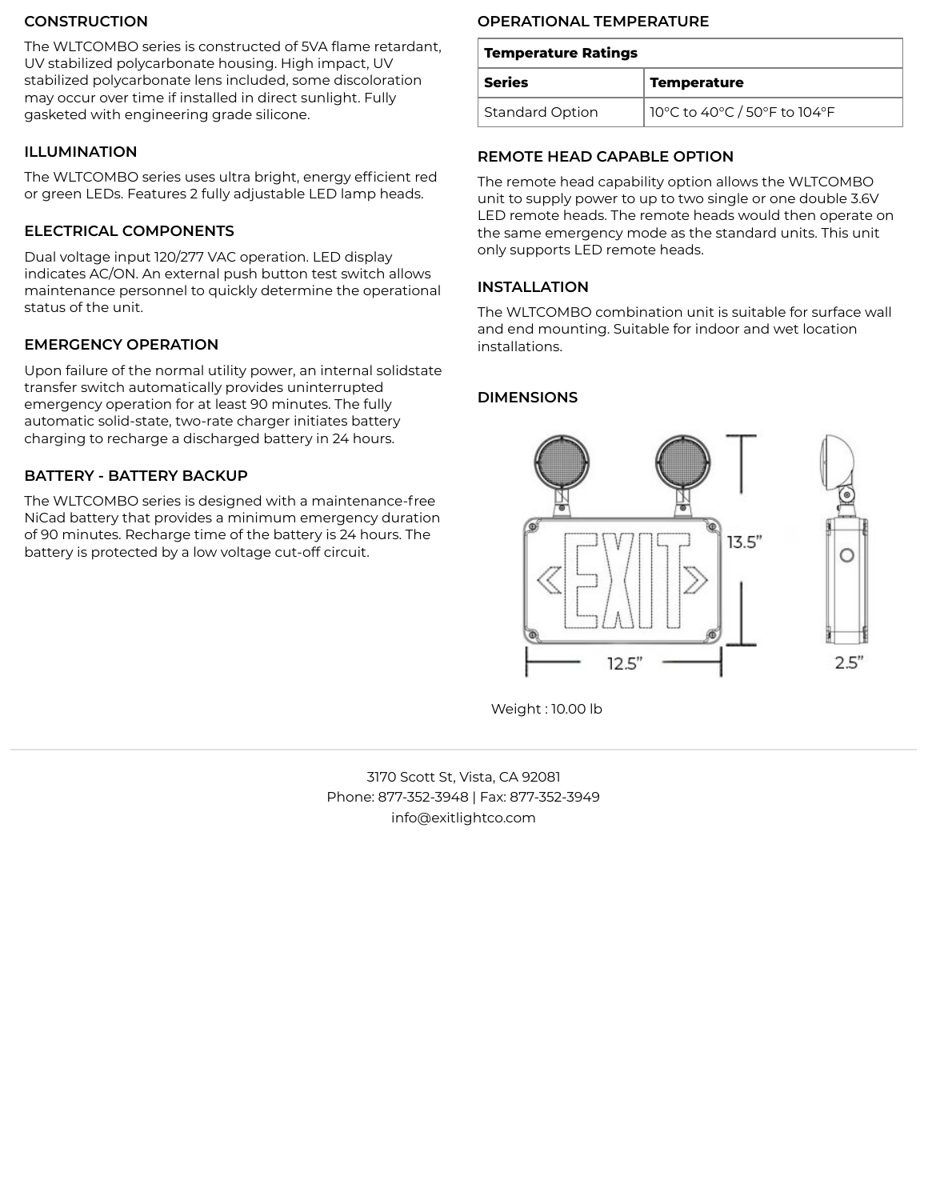## CONSTRUCTION

The WLTCOMBO series is constructed of 5VA flame retardant, UV stabilized polycarbonate housing. High impact, UV stabilized polycarbonate lens included, some discoloration may occur over time if installed in direct sunlight. Fully gasketed with engineering grade silicone.

## ILLUMINATION

The WLTCOMBO series uses ultra bright, energy efficient red or green LEDs. Features 2 fully adjustable LED lamp heads.

## ELECTRICAL COMPONENTS

Dual voltage input 120/277 VAC operation. LED display indicates AC/ON. An external push button test switch allows maintenance personnel to quickly determine the operational status of the unit.

## EMERGENCY OPERATION

Upon failure of the normal utility power, an internal solidstate transfer switch automatically provides uninterrupted emergency operation for at least 90 minutes. The fully automatic solid-state, two-rate charger initiates battery charging to recharge a discharged battery in 24 hours.

## BATTERY - BATTERY BACKUP

The WLTCOMBO series is designed with a maintenance-free NiCad battery that provides a minimum emergency duration of 90 minutes. Recharge time of the battery is 24 hours. The battery is protected by a low voltage cut-off circuit.

## OPERATIONAL TEMPERATURE

| Temperature Ratings | |
|---|---|
| **Series** | **Temperature** |
| Standard Option | 10°C to 40°C / 50°F to 104°F |

## REMOTE HEAD CAPABLE OPTION

The remote head capability option allows the WLTCOMBO unit to supply power to up to two single or one double 3.6V LED remote heads. The remote heads would then operate on the same emergency mode as the standard units. This unit only supports LED remote heads.

## INSTALLATION

The WLTCOMBO combination unit is suitable for surface wall and end mounting. Suitable for indoor and wet location installations.

## DIMENSIONS

13.5"

12.5"

2.5"

Weight : 10.00 lb

3170 Scott St, Vista, CA 92081
Phone: 877-352-3948 | Fax: 877-352-3949
info@exitlightco.com